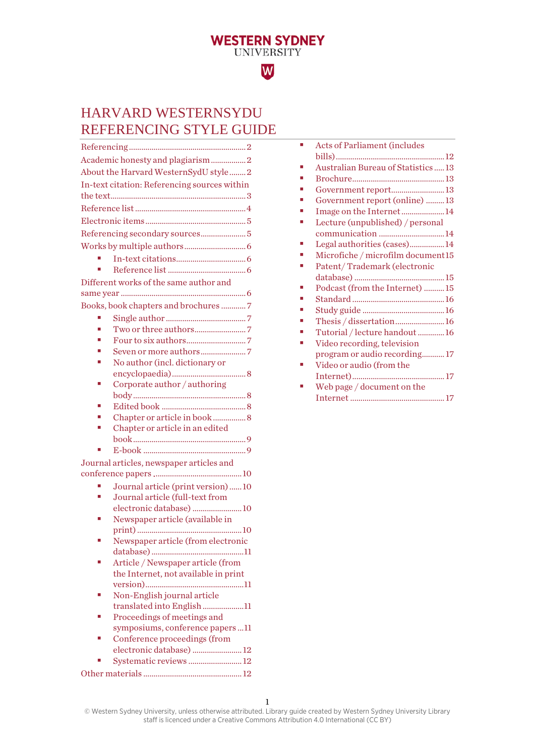WESTERN SYDNEY UNIVERSITY

# HARVARD WESTERNSYDU REFERENCING STYLE GUIDE

Referencing ........................................................ 2
Academic honesty and plagiarism ................. 2
About the Harvard WesternSydU style ........ 2
In-text citation: Referencing sources within the text ................................................................ 3
Reference list ..................................................... 4
Electronic items ................................................ 5
Referencing secondary sources ...................... 5
Works by multiple authors .............................. 6

- In-text citations .................................. 6
- Reference list ...................................... 6

Different works of the same author and same year ........................................................... 6
Books, book chapters and brochures ........... 7

- Single author ....................................... 7
- Two or three authors ......................... 7
- Four to six authors ............................. 7
- Seven or more authors ...................... 7
- No author (incl. dictionary or encyclopaedia) ................................... 8
- Corporate author / authoring body ..................................................... 8
- Edited book ........................................ 8
- Chapter or article in book ................ 8
- Chapter or article in an edited book ..................................................... 9
- E-book ................................................. 9

Journal articles, newspaper articles and conference papers .......................................... 10

- Journal article (print version) ...... 10
- Journal article (full-text from electronic database) ........................ 10
- Newspaper article (available in print) .................................................. 10
- Newspaper article (from electronic database) ............................................ 11
- Article / Newspaper article (from the Internet, not available in print version) ................................................ 11
- Non-English journal article translated into English .................... 11
- Proceedings of meetings and symposiums, conference papers ... 11
- Conference proceedings (from electronic database) ........................ 12
- Systematic reviews .......................... 12

Other materials ............................................... 12

- Acts of Parliament (includes bills) .................................................... 12
- Australian Bureau of Statistics ..... 13
- Brochure ............................................ 13
- Government report .......................... 13
- Government report (online) ......... 13
- Image on the Internet ..................... 14
- Lecture (unpublished) / personal communication ............................... 14
- Legal authorities (cases) ................. 14
- Microfiche / microfilm document 15
- Patent/ Trademark (electronic database) ........................................... 15
- Podcast (from the Internet) .......... 15
- Standard ............................................ 16
- Study guide ....................................... 16
- Thesis / dissertation ........................ 16
- Tutorial / lecture handout ............. 16
- Video recording, television program or audio recording.......... 17
- Video or audio (from the Internet) ............................................ 17
- Web page / document on the Internet ............................................. 17

© Western Sydney University, unless otherwise attributed. Library guide created by Western Sydney University Library staff is licenced under a Creative Commons Attribution 4.0 International (CC BY)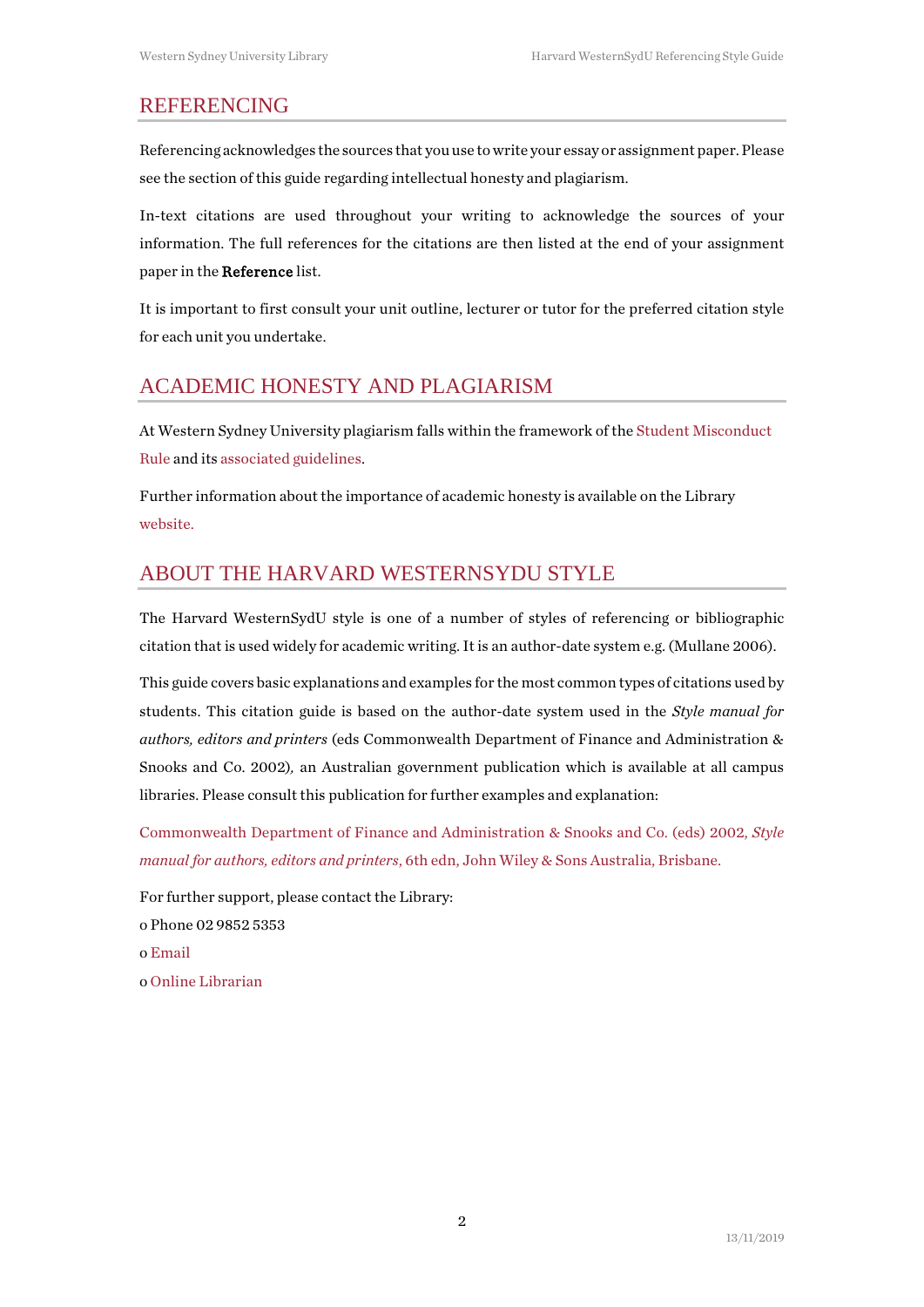## REFERENCING

Referencing acknowledges the sources that you use to write your essay or assignment paper. Please see the section of this guide regarding intellectual honesty and plagiarism.

In-text citations are used throughout your writing to acknowledge the sources of your information. The full references for the citations are then listed at the end of your assignment paper in the **Reference** list.

It is important to first consult your unit outline, lecturer or tutor for the preferred citation style for each unit you undertake.

## ACADEMIC HONESTY AND PLAGIARISM

At Western Sydney University plagiarism falls within the framework of the Student Misconduct Rule and its associated guidelines.

Further information about the importance of academic honesty is available on the Library website.

## ABOUT THE HARVARD WESTERNSYDU STYLE

The Harvard WesternSydU style is one of a number of styles of referencing or bibliographic citation that is used widely for academic writing. It is an author-date system e.g. (Mullane 2006).

This guide covers basic explanations and examples for the most common types of citations used by students. This citation guide is based on the author-date system used in the *Style manual for authors, editors and printers* (eds Commonwealth Department of Finance and Administration & Snooks and Co. 2002), an Australian government publication which is available at all campus libraries. Please consult this publication for further examples and explanation:

Commonwealth Department of Finance and Administration & Snooks and Co. (eds) 2002, *Style manual for authors, editors and printers*, 6th edn, John Wiley & Sons Australia, Brisbane.

For further support, please contact the Library:

- Phone 02 9852 5353
- Email
- Online Librarian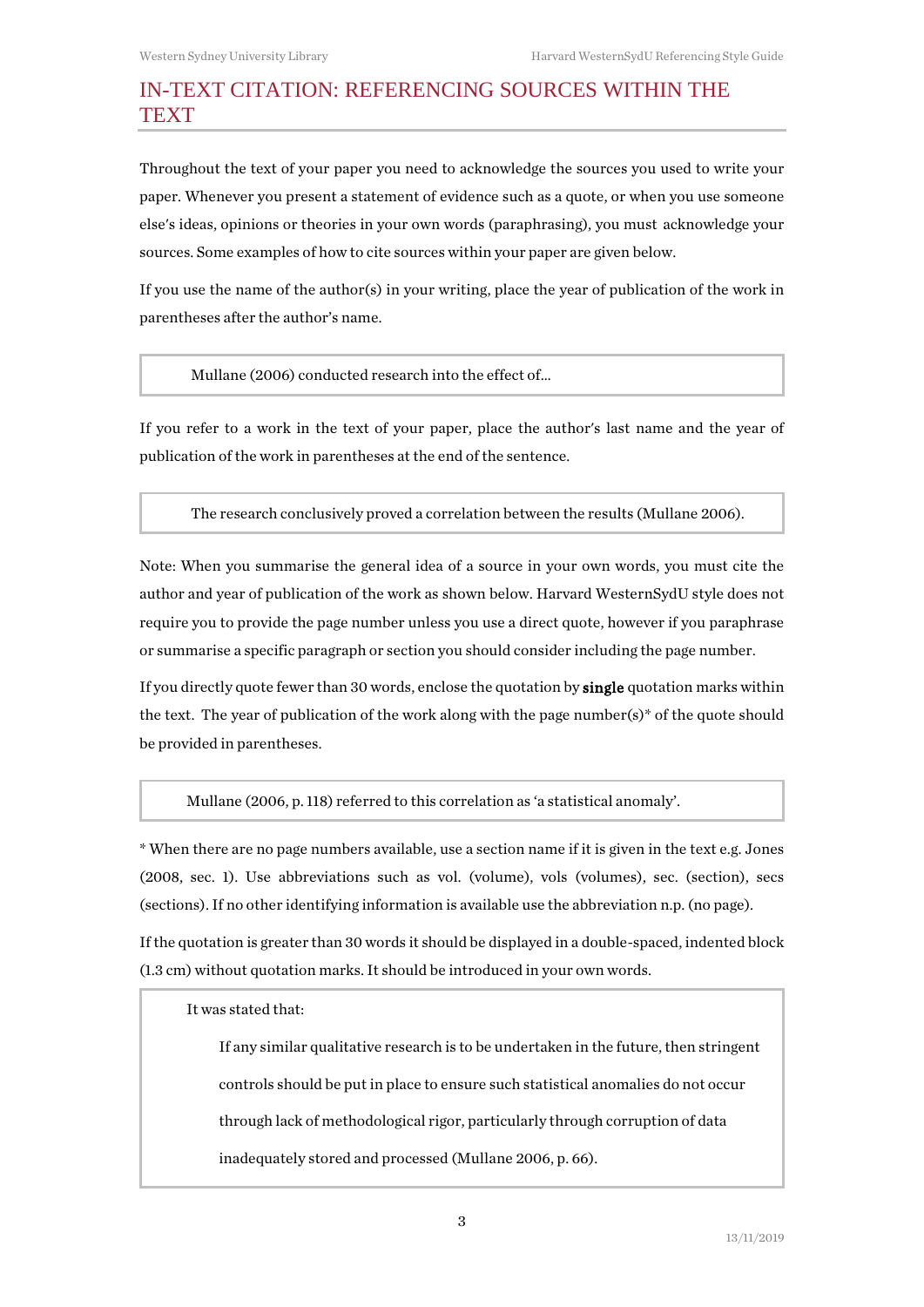# IN-TEXT CITATION: REFERENCING SOURCES WITHIN THE TEXT

Throughout the text of your paper you need to acknowledge the sources you used to write your paper. Whenever you present a statement of evidence such as a quote, or when you use someone else's ideas, opinions or theories in your own words (paraphrasing), you must acknowledge your sources. Some examples of how to cite sources within your paper are given below.

If you use the name of the author(s) in your writing, place the year of publication of the work in parentheses after the author's name.

> Mullane (2006) conducted research into the effect of...

If you refer to a work in the text of your paper, place the author's last name and the year of publication of the work in parentheses at the end of the sentence.

> The research conclusively proved a correlation between the results (Mullane 2006).

Note: When you summarise the general idea of a source in your own words, you must cite the author and year of publication of the work as shown below. Harvard WesternSydU style does not require you to provide the page number unless you use a direct quote, however if you paraphrase or summarise a specific paragraph or section you should consider including the page number.

If you directly quote fewer than 30 words, enclose the quotation by **single** quotation marks within the text. The year of publication of the work along with the page number(s)* of the quote should be provided in parentheses.

> Mullane (2006, p. 118) referred to this correlation as 'a statistical anomaly'.

* When there are no page numbers available, use a section name if it is given in the text e.g. Jones (2008, sec. 1). Use abbreviations such as vol. (volume), vols (volumes), sec. (section), secs (sections). If no other identifying information is available use the abbreviation n.p. (no page).

If the quotation is greater than 30 words it should be displayed in a double-spaced, indented block (1.3 cm) without quotation marks. It should be introduced in your own words.

> It was stated that:
>
> > If any similar qualitative research is to be undertaken in the future, then stringent controls should be put in place to ensure such statistical anomalies do not occur through lack of methodological rigor, particularly through corruption of data inadequately stored and processed (Mullane 2006, p. 66).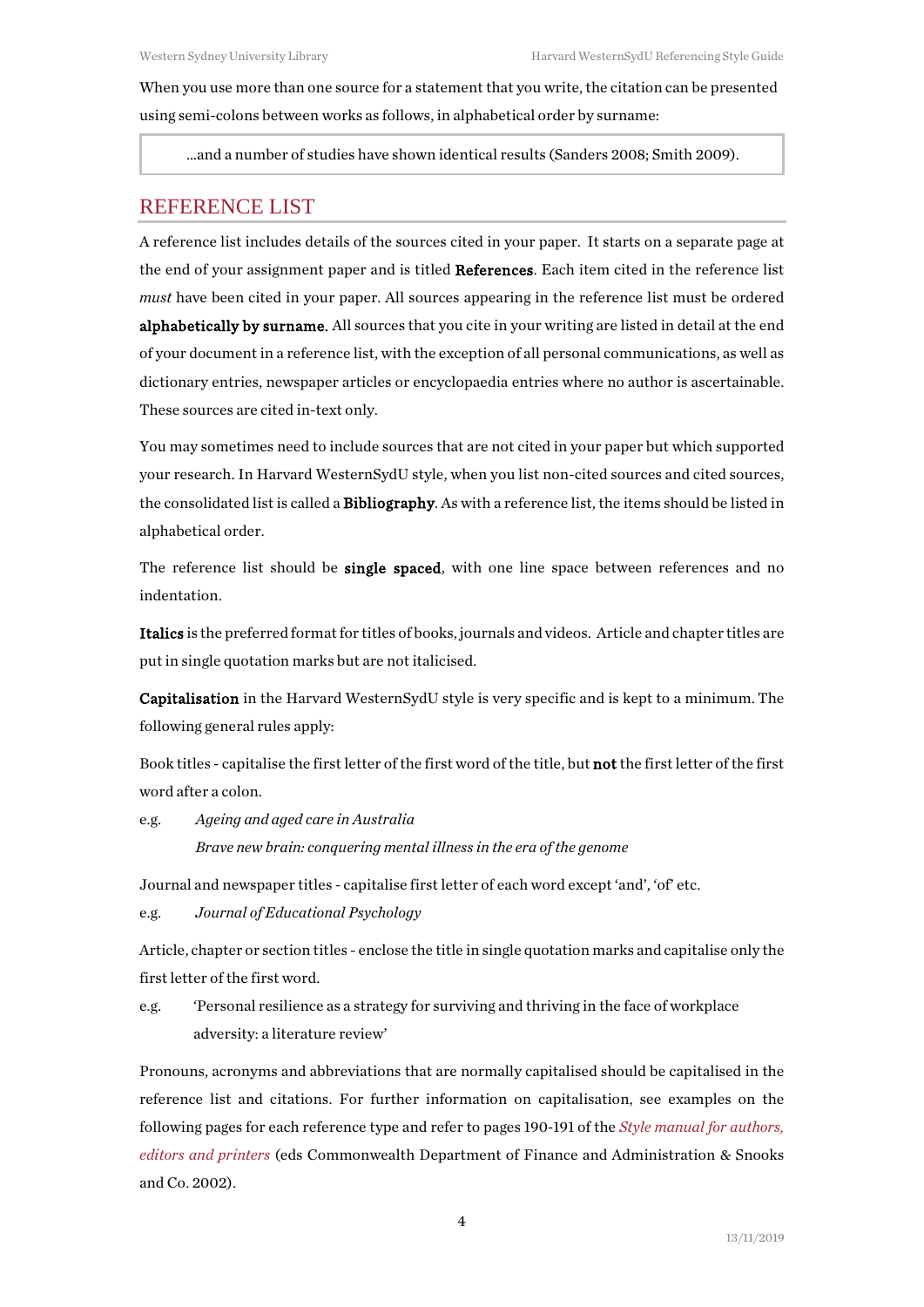When you use more than one source for a statement that you write, the citation can be presented using semi-colons between works as follows, in alphabetical order by surname:

> …and a number of studies have shown identical results (Sanders 2008; Smith 2009).

## REFERENCE LIST

A reference list includes details of the sources cited in your paper. It starts on a separate page at the end of your assignment paper and is titled **References**. Each item cited in the reference list *must* have been cited in your paper. All sources appearing in the reference list must be ordered **alphabetically by surname.** All sources that you cite in your writing are listed in detail at the end of your document in a reference list, with the exception of all personal communications, as well as dictionary entries, newspaper articles or encyclopaedia entries where no author is ascertainable. These sources are cited in-text only.

You may sometimes need to include sources that are not cited in your paper but which supported your research. In Harvard WesternSydU style, when you list non-cited sources and cited sources, the consolidated list is called a **Bibliography**. As with a reference list, the items should be listed in alphabetical order.

The reference list should be **single spaced**, with one line space between references and no indentation.

**Italics** is the preferred format for titles of books, journals and videos. Article and chapter titles are put in single quotation marks but are not italicised.

**Capitalisation** in the Harvard WesternSydU style is very specific and is kept to a minimum. The following general rules apply:

Book titles - capitalise the first letter of the first word of the title, but **not** the first letter of the first word after a colon.

e.g. *Ageing and aged care in Australia*
*Brave new brain: conquering mental illness in the era of the genome*

Journal and newspaper titles - capitalise first letter of each word except 'and', 'of' etc.

e.g. *Journal of Educational Psychology*

Article, chapter or section titles - enclose the title in single quotation marks and capitalise only the first letter of the first word.

e.g. 'Personal resilience as a strategy for surviving and thriving in the face of workplace adversity: a literature review'

Pronouns, acronyms and abbreviations that are normally capitalised should be capitalised in the reference list and citations. For further information on capitalisation, see examples on the following pages for each reference type and refer to pages 190-191 of the *Style manual for authors, editors and printers* (eds Commonwealth Department of Finance and Administration & Snooks and Co. 2002).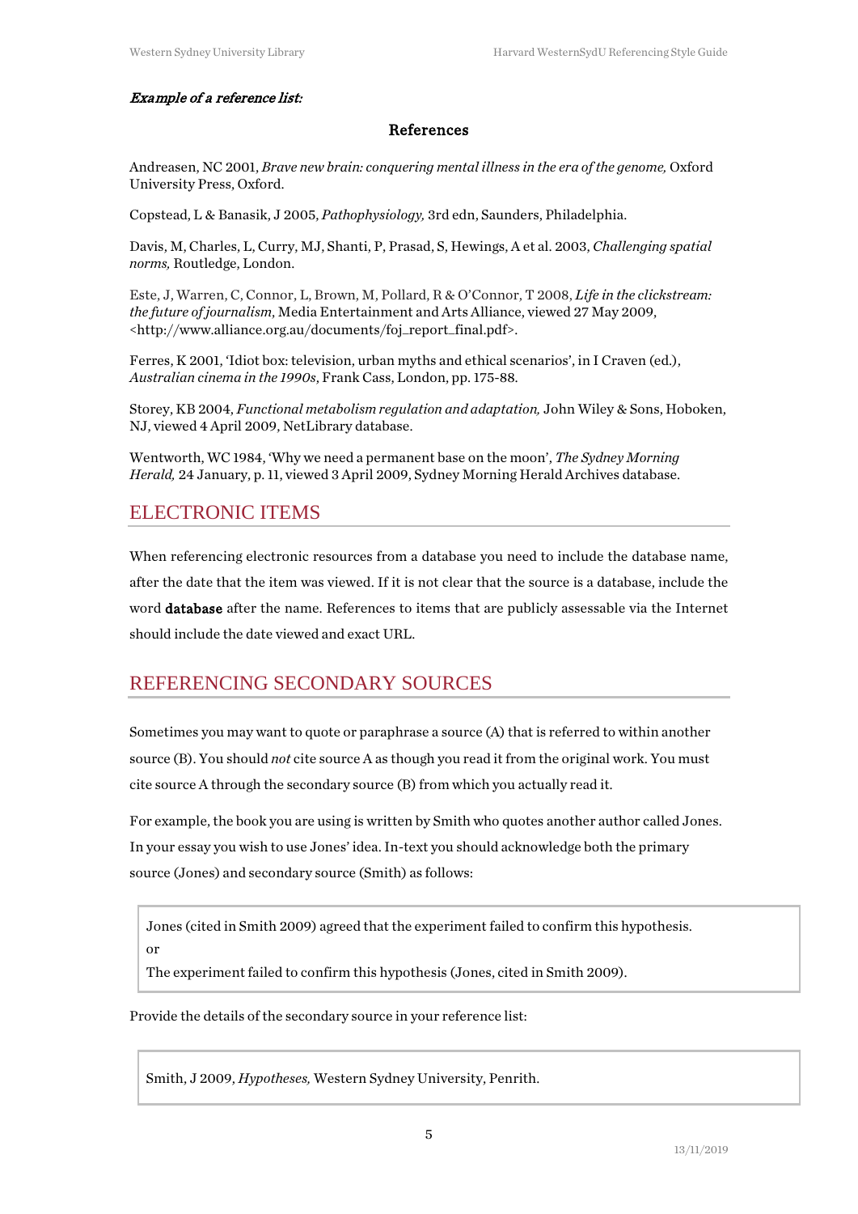***Example of a reference list:***

**References**

Andreasen, NC 2001, *Brave new brain: conquering mental illness in the era of the genome,* Oxford University Press, Oxford.

Copstead, L & Banasik, J 2005, *Pathophysiology,* 3rd edn, Saunders, Philadelphia.

Davis, M, Charles, L, Curry, MJ, Shanti, P, Prasad, S, Hewings, A et al. 2003, *Challenging spatial norms,* Routledge, London.

Este, J, Warren, C, Connor, L, Brown, M, Pollard, R & O'Connor, T 2008, *Life in the clickstream: the future of journalism*, Media Entertainment and Arts Alliance, viewed 27 May 2009, <http://www.alliance.org.au/documents/foj_report_final.pdf>.

Ferres, K 2001, 'Idiot box: television, urban myths and ethical scenarios', in I Craven (ed.), *Australian cinema in the 1990s*, Frank Cass, London, pp. 175-88.

Storey, KB 2004, *Functional metabolism regulation and adaptation,* John Wiley & Sons, Hoboken, NJ, viewed 4 April 2009, NetLibrary database.

Wentworth, WC 1984, 'Why we need a permanent base on the moon', *The Sydney Morning Herald,* 24 January, p. 11, viewed 3 April 2009, Sydney Morning Herald Archives database.

## ELECTRONIC ITEMS

When referencing electronic resources from a database you need to include the database name, after the date that the item was viewed. If it is not clear that the source is a database, include the word **database** after the name. References to items that are publicly assessable via the Internet should include the date viewed and exact URL.

## REFERENCING SECONDARY SOURCES

Sometimes you may want to quote or paraphrase a source (A) that is referred to within another source (B). You should *not* cite source A as though you read it from the original work. You must cite source A through the secondary source (B) from which you actually read it.

For example, the book you are using is written by Smith who quotes another author called Jones. In your essay you wish to use Jones' idea. In-text you should acknowledge both the primary source (Jones) and secondary source (Smith) as follows:

> Jones (cited in Smith 2009) agreed that the experiment failed to confirm this hypothesis.
>
> or
>
> The experiment failed to confirm this hypothesis (Jones, cited in Smith 2009).

Provide the details of the secondary source in your reference list:

> Smith, J 2009, *Hypotheses,* Western Sydney University, Penrith.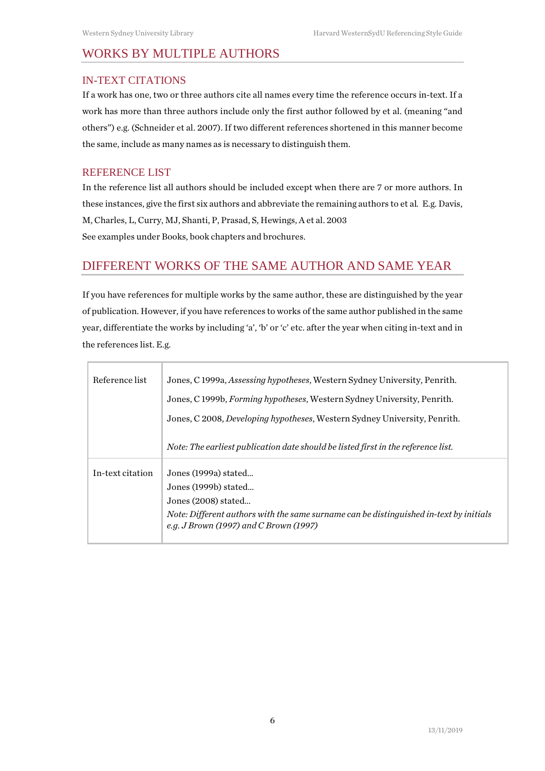## WORKS BY MULTIPLE AUTHORS

### IN-TEXT CITATIONS

If a work has one, two or three authors cite all names every time the reference occurs in-text. If a work has more than three authors include only the first author followed by et al. (meaning "and others") e.g. (Schneider et al. 2007). If two different references shortened in this manner become the same, include as many names as is necessary to distinguish them.

### REFERENCE LIST

In the reference list all authors should be included except when there are 7 or more authors. In these instances, give the first six authors and abbreviate the remaining authors to et al. E.g. Davis, M, Charles, L, Curry, MJ, Shanti, P, Prasad, S, Hewings, A et al. 2003

See examples under Books, book chapters and brochures.

## DIFFERENT WORKS OF THE SAME AUTHOR AND SAME YEAR

If you have references for multiple works by the same author, these are distinguished by the year of publication. However, if you have references to works of the same author published in the same year, differentiate the works by including 'a', 'b' or 'c' etc. after the year when citing in-text and in the references list. E.g.

| | |
|---|---|
| Reference list | Jones, C 1999a, *Assessing hypotheses*, Western Sydney University, Penrith.<br>Jones, C 1999b, *Forming hypotheses*, Western Sydney University, Penrith.<br>Jones, C 2008, *Developing hypotheses*, Western Sydney University, Penrith.<br><br>*Note: The earliest publication date should be listed first in the reference list.* |
| In-text citation | Jones (1999a) stated…<br>Jones (1999b) stated…<br>Jones (2008) stated…<br>*Note: Different authors with the same surname can be distinguished in-text by initials e.g. J Brown (1997) and C Brown (1997)* |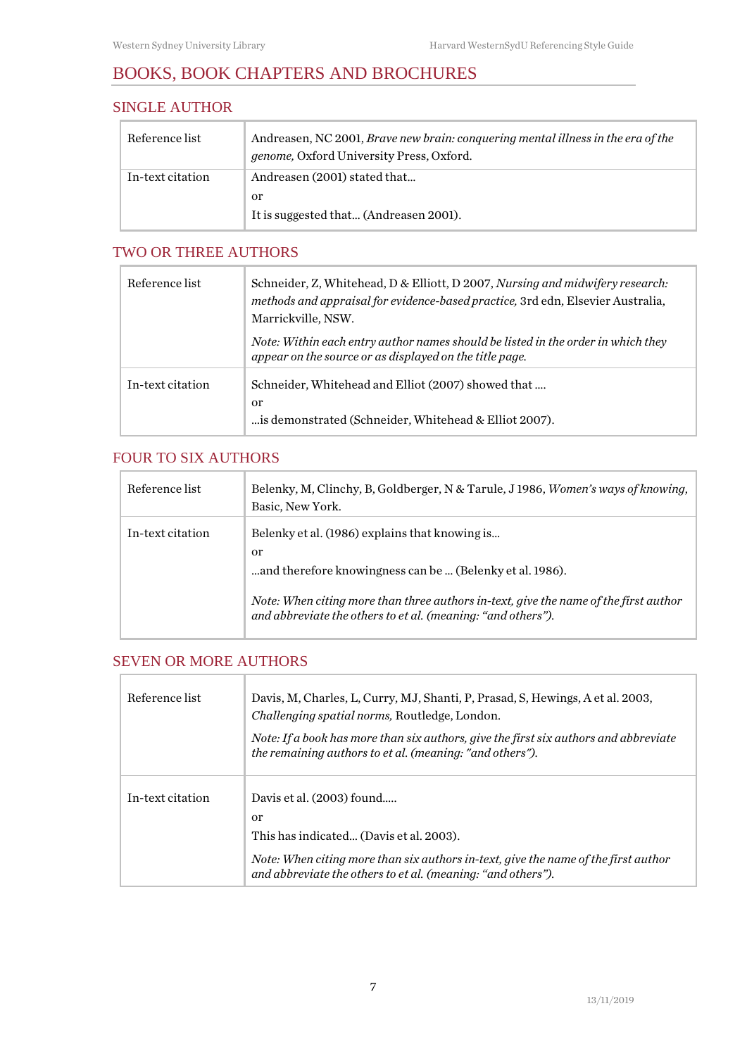# BOOKS, BOOK CHAPTERS AND BROCHURES

## SINGLE AUTHOR

| | |
|---|---|
| Reference list | Andreasen, NC 2001, *Brave new brain: conquering mental illness in the era of the genome,* Oxford University Press, Oxford. |
| In-text citation | Andreasen (2001) stated that...<br>or<br>It is suggested that... (Andreasen 2001). |

## TWO OR THREE AUTHORS

| | |
|---|---|
| Reference list | Schneider, Z, Whitehead, D & Elliott, D 2007, *Nursing and midwifery research: methods and appraisal for evidence-based practice,* 3rd edn, Elsevier Australia, Marrickville, NSW.<br>*Note: Within each entry author names should be listed in the order in which they appear on the source or as displayed on the title page.* |
| In-text citation | Schneider, Whitehead and Elliot (2007) showed that ....<br>or<br>...is demonstrated (Schneider, Whitehead & Elliot 2007). |

## FOUR TO SIX AUTHORS

| | |
|---|---|
| Reference list | Belenky, M, Clinchy, B, Goldberger, N & Tarule, J 1986, *Women's ways of knowing*, Basic, New York. |
| In-text citation | Belenky et al. (1986) explains that knowing is...<br>or<br>...and therefore knowingness can be ... (Belenky et al. 1986).<br>*Note: When citing more than three authors in-text, give the name of the first author and abbreviate the others to et al. (meaning: "and others").* |

## SEVEN OR MORE AUTHORS

| | |
|---|---|
| Reference list | Davis, M, Charles, L, Curry, MJ, Shanti, P, Prasad, S, Hewings, A et al. 2003, *Challenging spatial norms,* Routledge, London.<br>*Note: If a book has more than six authors, give the first six authors and abbreviate the remaining authors to et al. (meaning: "and others").* |
| In-text citation | Davis et al. (2003) found.....<br>or<br>This has indicated... (Davis et al. 2003).<br>*Note: When citing more than six authors in-text, give the name of the first author and abbreviate the others to et al. (meaning: "and others").* |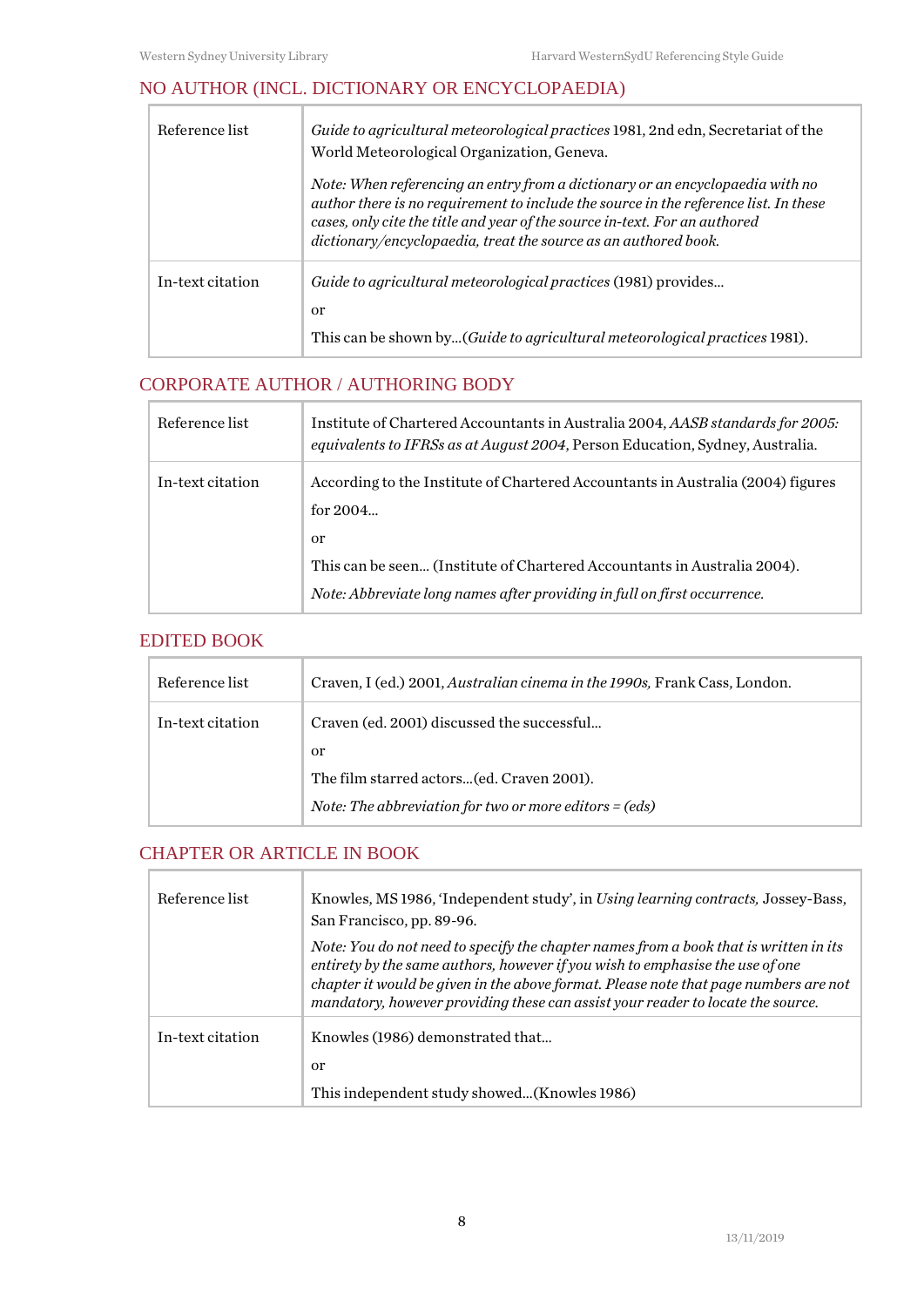## NO AUTHOR (INCL. DICTIONARY OR ENCYCLOPAEDIA)

| | |
|---|---|
| Reference list | *Guide to agricultural meteorological practices* 1981, 2nd edn, Secretariat of the World Meteorological Organization, Geneva.<br><br>*Note: When referencing an entry from a dictionary or an encyclopaedia with no author there is no requirement to include the source in the reference list. In these cases, only cite the title and year of the source in-text. For an authored dictionary/encyclopaedia, treat the source as an authored book.* |
| In-text citation | *Guide to agricultural meteorological practices* (1981) provides...<br><br>or<br><br>This can be shown by...(*Guide to agricultural meteorological practices* 1981). |

## CORPORATE AUTHOR / AUTHORING BODY

| | |
|---|---|
| Reference list | Institute of Chartered Accountants in Australia 2004, *AASB standards for 2005: equivalents to IFRSs as at August 2004*, Person Education, Sydney, Australia. |
| In-text citation | According to the Institute of Chartered Accountants in Australia (2004) figures for 2004...<br><br>or<br><br>This can be seen... (Institute of Chartered Accountants in Australia 2004).<br><br>*Note: Abbreviate long names after providing in full on first occurrence.* |

## EDITED BOOK

| | |
|---|---|
| Reference list | Craven, I (ed.) 2001, *Australian cinema in the 1990s,* Frank Cass, London. |
| In-text citation | Craven (ed. 2001) discussed the successful...<br><br>or<br><br>The film starred actors...(ed. Craven 2001).<br><br>*Note: The abbreviation for two or more editors = (eds)* |

## CHAPTER OR ARTICLE IN BOOK

| | |
|---|---|
| Reference list | Knowles, MS 1986, 'Independent study', in *Using learning contracts,* Jossey-Bass, San Francisco, pp. 89-96.<br><br>*Note: You do not need to specify the chapter names from a book that is written in its entirety by the same authors, however if you wish to emphasise the use of one chapter it would be given in the above format. Please note that page numbers are not mandatory, however providing these can assist your reader to locate the source.* |
| In-text citation | Knowles (1986) demonstrated that...<br><br>or<br><br>This independent study showed...(Knowles 1986) |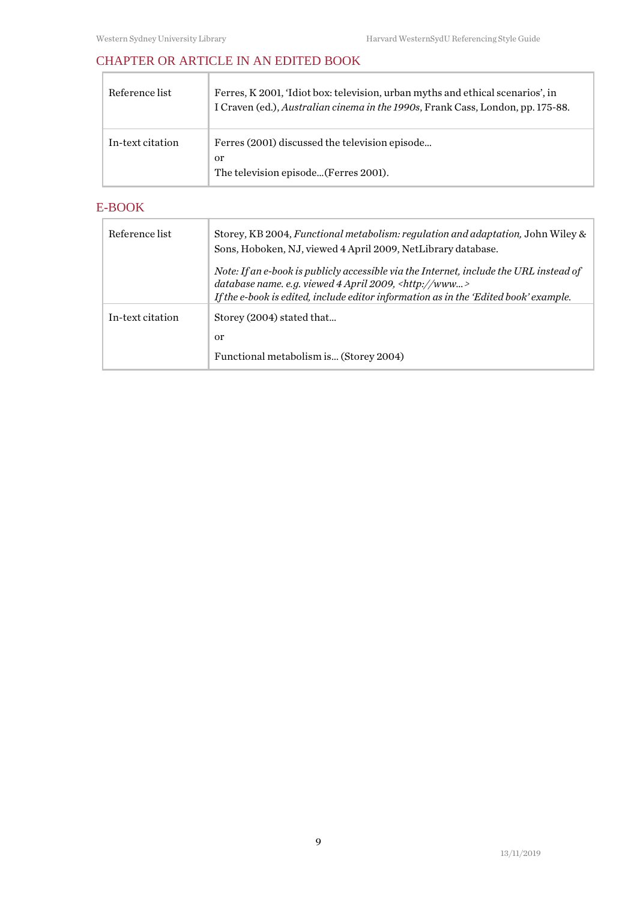## CHAPTER OR ARTICLE IN AN EDITED BOOK

| | |
|---|---|
| Reference list | Ferres, K 2001, 'Idiot box: television, urban myths and ethical scenarios', in I Craven (ed.), *Australian cinema in the 1990s*, Frank Cass, London, pp. 175-88. |
| In-text citation | Ferres (2001) discussed the television episode…<br>or<br>The television episode…(Ferres 2001). |

## E-BOOK

| | |
|---|---|
| Reference list | Storey, KB 2004, *Functional metabolism: regulation and adaptation,* John Wiley & Sons, Hoboken, NJ, viewed 4 April 2009, NetLibrary database.<br><br>*Note: If an e-book is publicly accessible via the Internet, include the URL instead of database name. e.g. viewed 4 April 2009, <http://www…>*<br>*If the e-book is edited, include editor information as in the 'Edited book' example.* |
| In-text citation | Storey (2004) stated that…<br>or<br>Functional metabolism is… (Storey 2004) |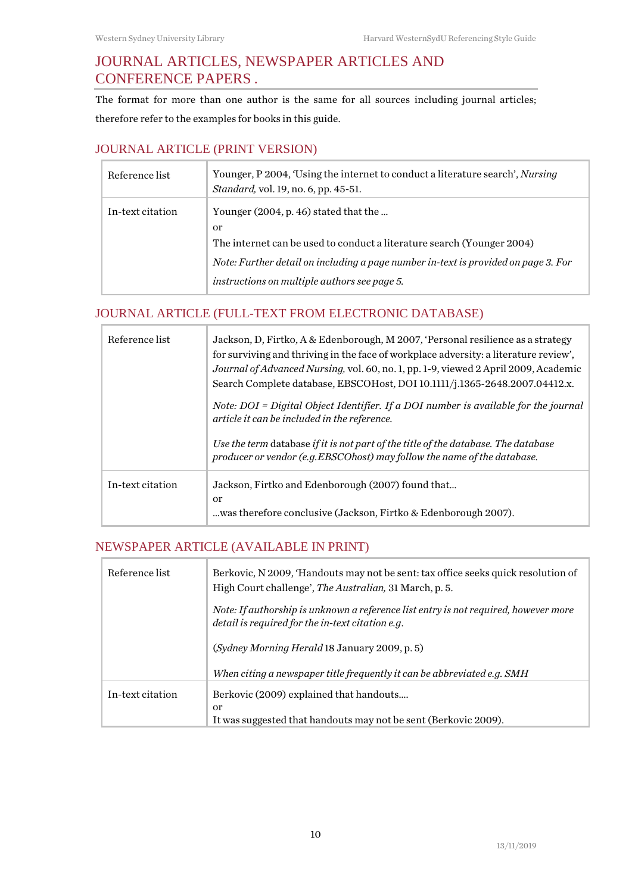## JOURNAL ARTICLES, NEWSPAPER ARTICLES AND CONFERENCE PAPERS .

The format for more than one author is the same for all sources including journal articles; therefore refer to the examples for books in this guide.

### JOURNAL ARTICLE (PRINT VERSION)

| | |
|---|---|
| Reference list | Younger, P 2004, 'Using the internet to conduct a literature search', *Nursing Standard,* vol. 19, no. 6, pp. 45-51. |
| In-text citation | Younger (2004, p. 46) stated that the … <br> or <br> The internet can be used to conduct a literature search (Younger 2004) <br> *Note: Further detail on including a page number in-text is provided on page 3. For instructions on multiple authors see page 5.* |

### JOURNAL ARTICLE (FULL-TEXT FROM ELECTRONIC DATABASE)

| | |
|---|---|
| Reference list | Jackson, D, Firtko, A & Edenborough, M 2007, 'Personal resilience as a strategy for surviving and thriving in the face of workplace adversity: a literature review', *Journal of Advanced Nursing,* vol. 60, no. 1, pp. 1-9, viewed 2 April 2009, Academic Search Complete database, EBSCOHost, DOI 10.1111/j.1365-2648.2007.04412.x. <br> *Note: DOI = Digital Object Identifier. If a DOI number is available for the journal article it can be included in the reference.* <br> *Use the term* database *if it is not part of the title of the database. The database producer or vendor (e.g.EBSCOhost) may follow the name of the database.* |
| In-text citation | Jackson, Firtko and Edenborough (2007) found that… <br> or <br> …was therefore conclusive (Jackson, Firtko & Edenborough 2007). |

### NEWSPAPER ARTICLE (AVAILABLE IN PRINT)

| | |
|---|---|
| Reference list | Berkovic, N 2009, 'Handouts may not be sent: tax office seeks quick resolution of High Court challenge', *The Australian,* 31 March, p. 5. <br> *Note: If authorship is unknown a reference list entry is not required, however more detail is required for the in-text citation e.g.* <br> (*Sydney Morning Herald* 18 January 2009, p. 5) <br> *When citing a newspaper title frequently it can be abbreviated e.g. SMH* |
| In-text citation | Berkovic (2009) explained that handouts…. <br> or <br> It was suggested that handouts may not be sent (Berkovic 2009). |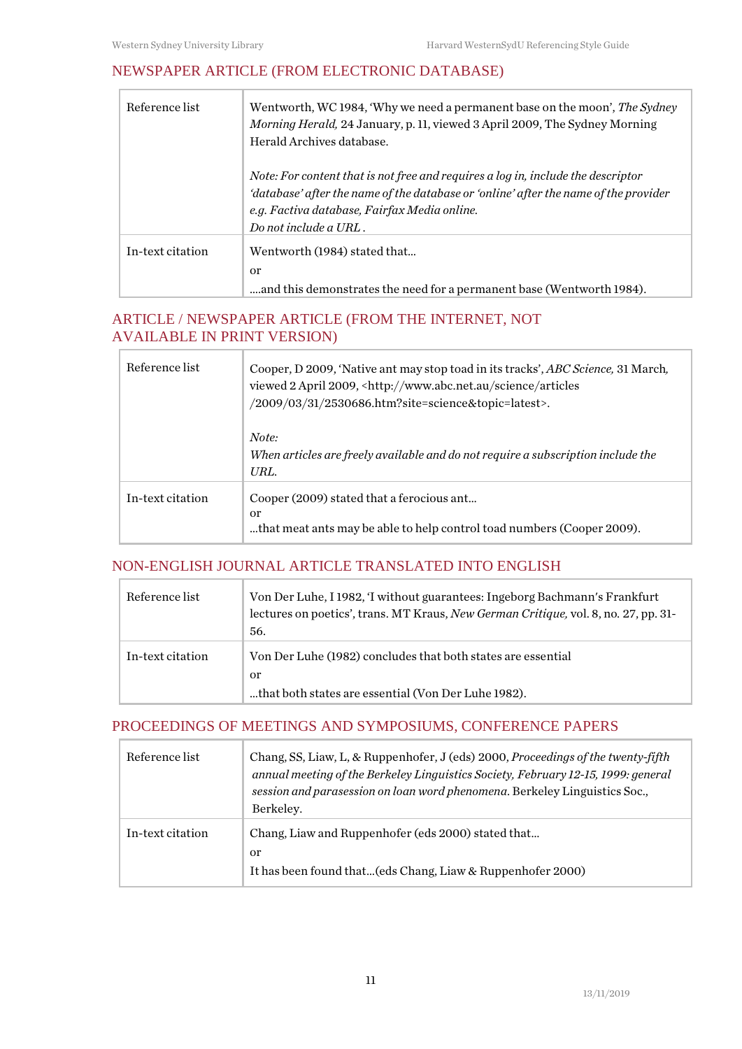## NEWSPAPER ARTICLE (FROM ELECTRONIC DATABASE)

| | |
|---|---|
| Reference list | Wentworth, WC 1984, 'Why we need a permanent base on the moon', *The Sydney Morning Herald,* 24 January, p. 11, viewed 3 April 2009, The Sydney Morning Herald Archives database.<br><br>*Note: For content that is not free and requires a log in, include the descriptor 'database' after the name of the database or 'online' after the name of the provider e.g. Factiva database, Fairfax Media online.*<br>*Do not include a URL .* |
| In-text citation | Wentworth (1984) stated that...<br>or<br>....and this demonstrates the need for a permanent base (Wentworth 1984). |

## ARTICLE / NEWSPAPER ARTICLE (FROM THE INTERNET, NOT AVAILABLE IN PRINT VERSION)

| | |
|---|---|
| Reference list | Cooper, D 2009, 'Native ant may stop toad in its tracks', *ABC Science,* 31 March, viewed 2 April 2009, <http://www.abc.net.au/science/articles/2009/03/31/2530686.htm?site=science&topic=latest>.<br><br>*Note:*<br>*When articles are freely available and do not require a subscription include the URL.* |
| In-text citation | Cooper (2009) stated that a ferocious ant...<br>or<br>...that meat ants may be able to help control toad numbers (Cooper 2009). |

## NON-ENGLISH JOURNAL ARTICLE TRANSLATED INTO ENGLISH

| | |
|---|---|
| Reference list | Von Der Luhe, I 1982, 'I without guarantees: Ingeborg Bachmann's Frankfurt lectures on poetics', trans. MT Kraus, *New German Critique,* vol. 8, no. 27, pp. 31-56. |
| In-text citation | Von Der Luhe (1982) concludes that both states are essential<br>or<br>...that both states are essential (Von Der Luhe 1982). |

## PROCEEDINGS OF MEETINGS AND SYMPOSIUMS, CONFERENCE PAPERS

| | |
|---|---|
| Reference list | Chang, SS, Liaw, L, & Ruppenhofer, J (eds) 2000, *Proceedings of the twenty-fifth annual meeting of the Berkeley Linguistics Society, February 12-15, 1999: general session and parasession on loan word phenomena*. Berkeley Linguistics Soc., Berkeley. |
| In-text citation | Chang, Liaw and Ruppenhofer (eds 2000) stated that...<br>or<br>It has been found that...(eds Chang, Liaw & Ruppenhofer 2000) |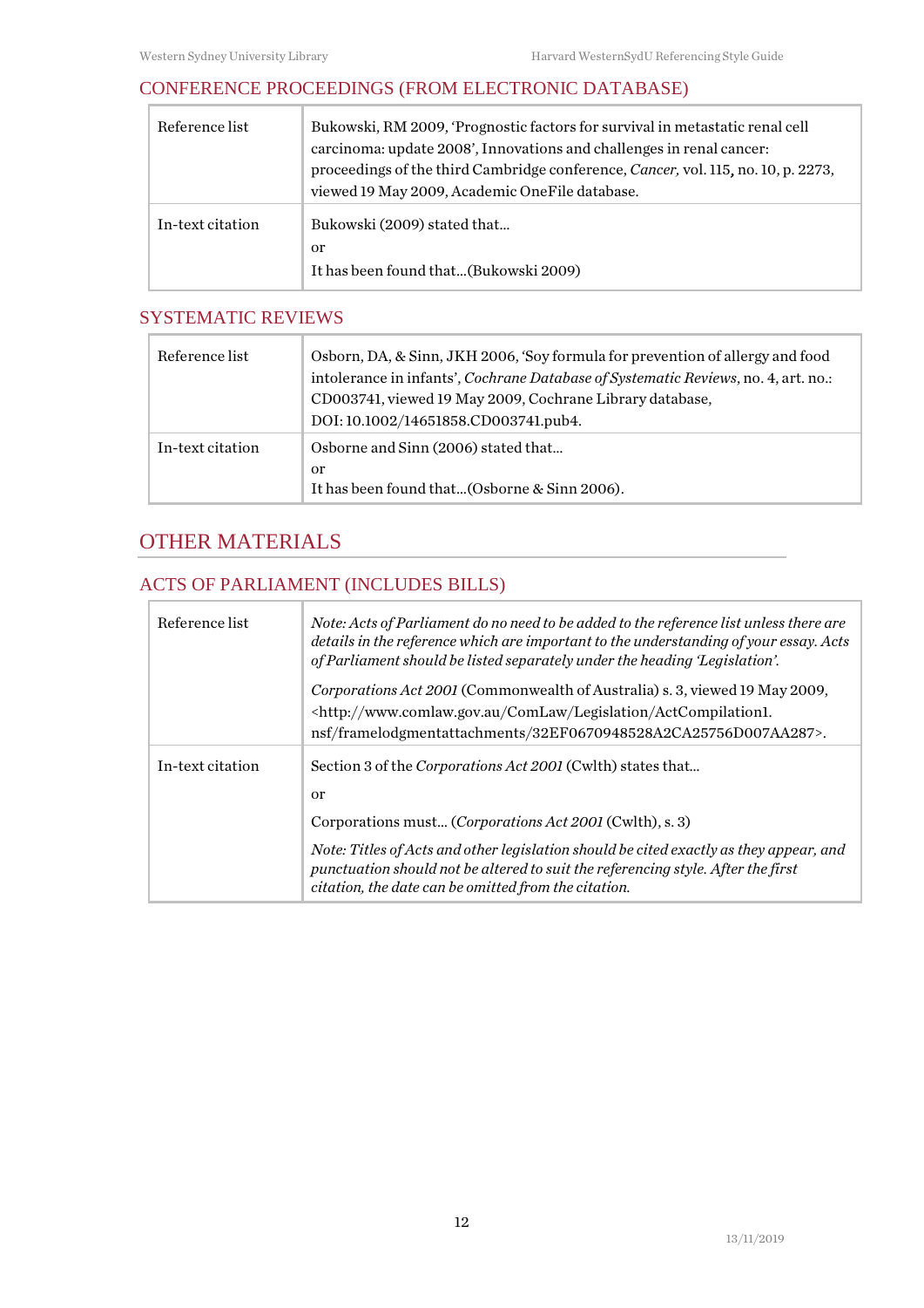## CONFERENCE PROCEEDINGS (FROM ELECTRONIC DATABASE)

| | |
|---|---|
| Reference list | Bukowski, RM 2009, 'Prognostic factors for survival in metastatic renal cell carcinoma: update 2008', Innovations and challenges in renal cancer: proceedings of the third Cambridge conference, *Cancer,* vol. 115**,** no. 10, p. 2273, viewed 19 May 2009, Academic OneFile database. |
| In-text citation | Bukowski (2009) stated that… <br> or <br> It has been found that…(Bukowski 2009) |

## SYSTEMATIC REVIEWS

| | |
|---|---|
| Reference list | Osborn, DA, & Sinn, JKH 2006, 'Soy formula for prevention of allergy and food intolerance in infants', *Cochrane Database of Systematic Reviews*, no. 4, art. no.: CD003741, viewed 19 May 2009, Cochrane Library database, DOI: 10.1002/14651858.CD003741.pub4. |
| In-text citation | Osborne and Sinn (2006) stated that… <br> or <br> It has been found that…(Osborne & Sinn 2006). |

# OTHER MATERIALS

## ACTS OF PARLIAMENT (INCLUDES BILLS)

| | |
|---|---|
| Reference list | *Note: Acts of Parliament do no need to be added to the reference list unless there are details in the reference which are important to the understanding of your essay. Acts of Parliament should be listed separately under the heading 'Legislation'.* <br><br> *Corporations Act 2001* (Commonwealth of Australia) s. 3, viewed 19 May 2009, <http://www.comlaw.gov.au/ComLaw/Legislation/ActCompilation1.nsf/framelodgmentattachments/32EF0670948528A2CA25756D007AA287>. |
| In-text citation | Section 3 of the *Corporations Act 2001* (Cwlth) states that… <br><br> or <br><br> Corporations must… (*Corporations Act 2001* (Cwlth), s. 3) <br><br> *Note: Titles of Acts and other legislation should be cited exactly as they appear, and punctuation should not be altered to suit the referencing style. After the first citation, the date can be omitted from the citation.* |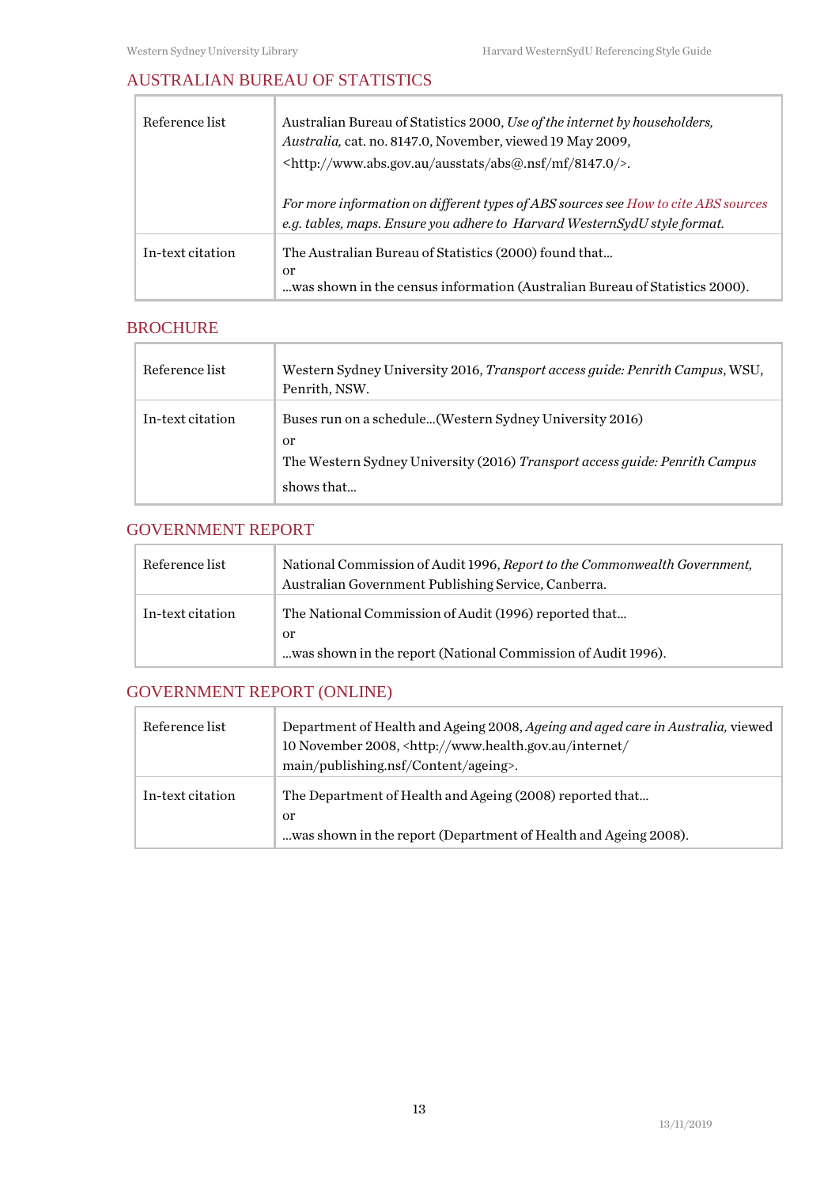## AUSTRALIAN BUREAU OF STATISTICS

| | |
|---|---|
| Reference list | Australian Bureau of Statistics 2000, *Use of the internet by householders, Australia,* cat. no. 8147.0, November, viewed 19 May 2009, <http://www.abs.gov.au/ausstats/abs@.nsf/mf/8147.0/>. *For more information on different types of ABS sources see How to cite ABS sources e.g. tables, maps. Ensure you adhere to Harvard WesternSydU style format.* |
| In-text citation | The Australian Bureau of Statistics (2000) found that... or ...was shown in the census information (Australian Bureau of Statistics 2000). |

## BROCHURE

| | |
|---|---|
| Reference list | Western Sydney University 2016, *Transport access guide: Penrith Campus*, WSU, Penrith, NSW. |
| In-text citation | Buses run on a schedule...(Western Sydney University 2016) or The Western Sydney University (2016) *Transport access guide: Penrith Campus* shows that... |

## GOVERNMENT REPORT

| | |
|---|---|
| Reference list | National Commission of Audit 1996, *Report to the Commonwealth Government,* Australian Government Publishing Service, Canberra. |
| In-text citation | The National Commission of Audit (1996) reported that... or ...was shown in the report (National Commission of Audit 1996). |

## GOVERNMENT REPORT (ONLINE)

| | |
|---|---|
| Reference list | Department of Health and Ageing 2008, *Ageing and aged care in Australia,* viewed 10 November 2008, <http://www.health.gov.au/internet/main/publishing.nsf/Content/ageing>. |
| In-text citation | The Department of Health and Ageing (2008) reported that... or ...was shown in the report (Department of Health and Ageing 2008). |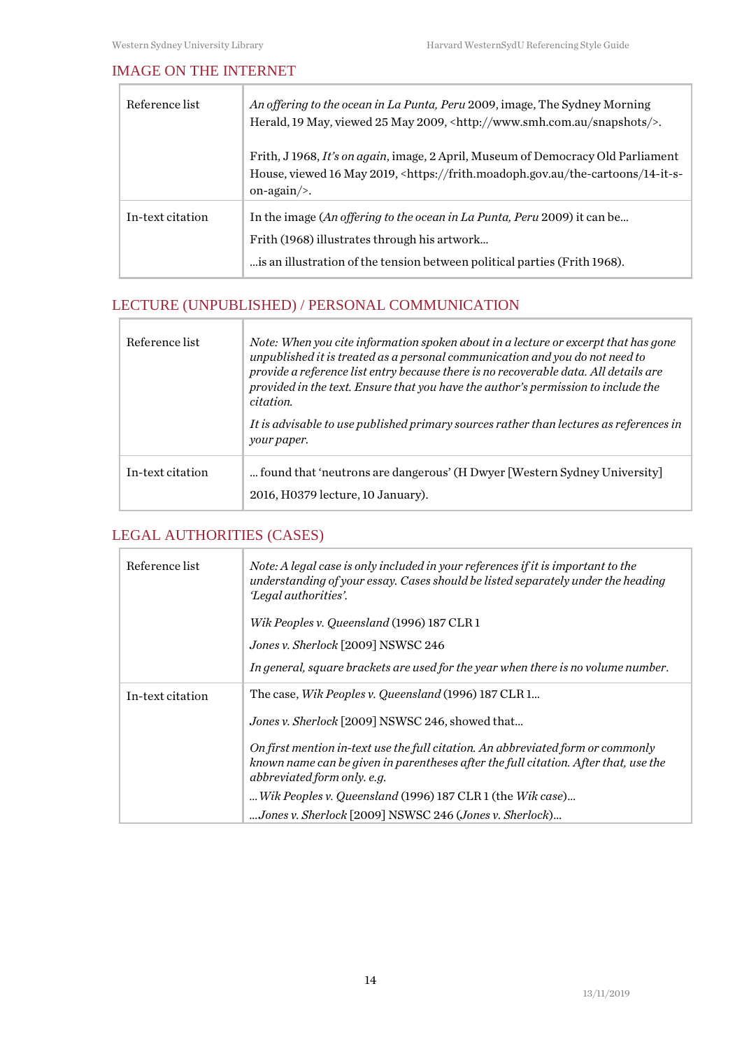## IMAGE ON THE INTERNET

| | |
|---|---|
| Reference list | *An offering to the ocean in La Punta, Peru* 2009, image, The Sydney Morning Herald, 19 May, viewed 25 May 2009, <http://www.smh.com.au/snapshots/>.<br><br>Frith, J 1968, *It's on again*, image, 2 April, Museum of Democracy Old Parliament House, viewed 16 May 2019, <https://frith.moadoph.gov.au/the-cartoons/14-it-s-on-again/>. |
| In-text citation | In the image (*An offering to the ocean in La Punta, Peru* 2009) it can be...<br>Frith (1968) illustrates through his artwork...<br>...is an illustration of the tension between political parties (Frith 1968). |

## LECTURE (UNPUBLISHED) / PERSONAL COMMUNICATION

| | |
|---|---|
| Reference list | *Note: When you cite information spoken about in a lecture or excerpt that has gone unpublished it is treated as a personal communication and you do not need to provide a reference list entry because there is no recoverable data. All details are provided in the text. Ensure that you have the author's permission to include the citation.*<br><br>*It is advisable to use published primary sources rather than lectures as references in your paper.* |
| In-text citation | ... found that 'neutrons are dangerous' (H Dwyer [Western Sydney University] 2016, H0379 lecture, 10 January). |

## LEGAL AUTHORITIES (CASES)

| | |
|---|---|
| Reference list | *Note: A legal case is only included in your references if it is important to the understanding of your essay. Cases should be listed separately under the heading 'Legal authorities'.*<br><br>*Wik Peoples v. Queensland* (1996) 187 CLR 1<br>*Jones v. Sherlock* [2009] NSWSC 246<br>*In general, square brackets are used for the year when there is no volume number.* |
| In-text citation | The case, *Wik Peoples v. Queensland* (1996) 187 CLR 1...<br>*Jones v. Sherlock* [2009] NSWSC 246, showed that...<br><br>*On first mention in-text use the full citation. An abbreviated form or commonly known name can be given in parentheses after the full citation. After that, use the abbreviated form only. e.g.*<br>... *Wik Peoples v. Queensland* (1996) 187 CLR 1 (the *Wik* case)...<br>...*Jones v. Sherlock* [2009] NSWSC 246 (*Jones v. Sherlock*)... |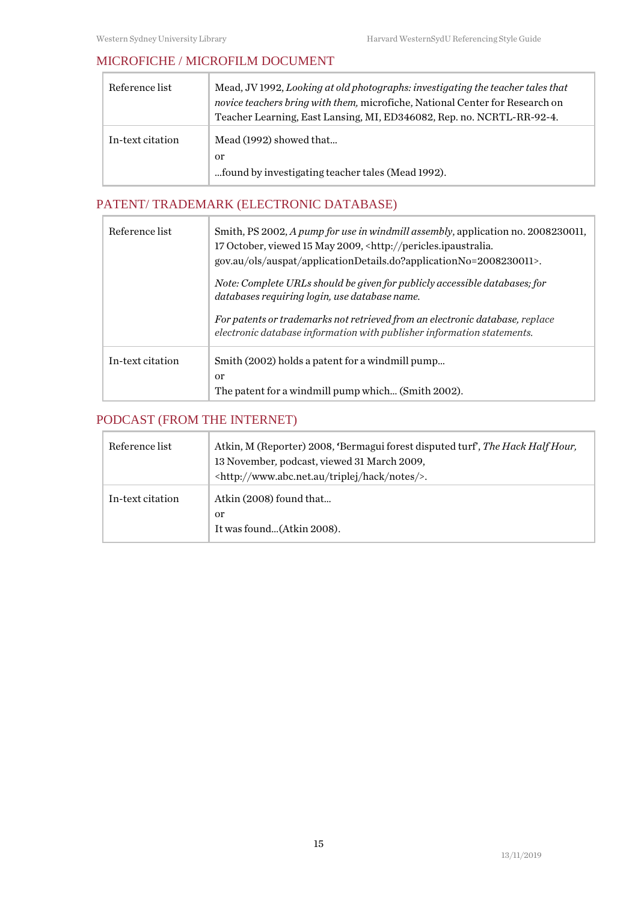## MICROFICHE / MICROFILM DOCUMENT

| | |
|---|---|
| Reference list | Mead, JV 1992, *Looking at old photographs: investigating the teacher tales that novice teachers bring with them,* microfiche, National Center for Research on Teacher Learning, East Lansing, MI, ED346082, Rep. no. NCRTL-RR-92-4. |
| In-text citation | Mead (1992) showed that... <br> or <br> ...found by investigating teacher tales (Mead 1992). |

## PATENT/ TRADEMARK (ELECTRONIC DATABASE)

| | |
|---|---|
| Reference list | Smith, PS 2002, *A pump for use in windmill assembly*, application no. 2008230011, 17 October, viewed 15 May 2009, <http://pericles.ipaustralia.gov.au/ols/auspat/applicationDetails.do?applicationNo=2008230011>. <br><br> *Note: Complete URLs should be given for publicly accessible databases; for databases requiring login, use database name.* <br><br> *For patents or trademarks not retrieved from an electronic database, replace electronic database information with publisher information statements.* |
| In-text citation | Smith (2002) holds a patent for a windmill pump... <br> or <br> The patent for a windmill pump which... (Smith 2002). |

## PODCAST (FROM THE INTERNET)

| | |
|---|---|
| Reference list | Atkin, M (Reporter) 2008, 'Bermagui forest disputed turf', *The Hack Half Hour,* 13 November, podcast, viewed 31 March 2009, <http://www.abc.net.au/triplej/hack/notes/>. |
| In-text citation | Atkin (2008) found that... <br> or <br> It was found...(Atkin 2008). |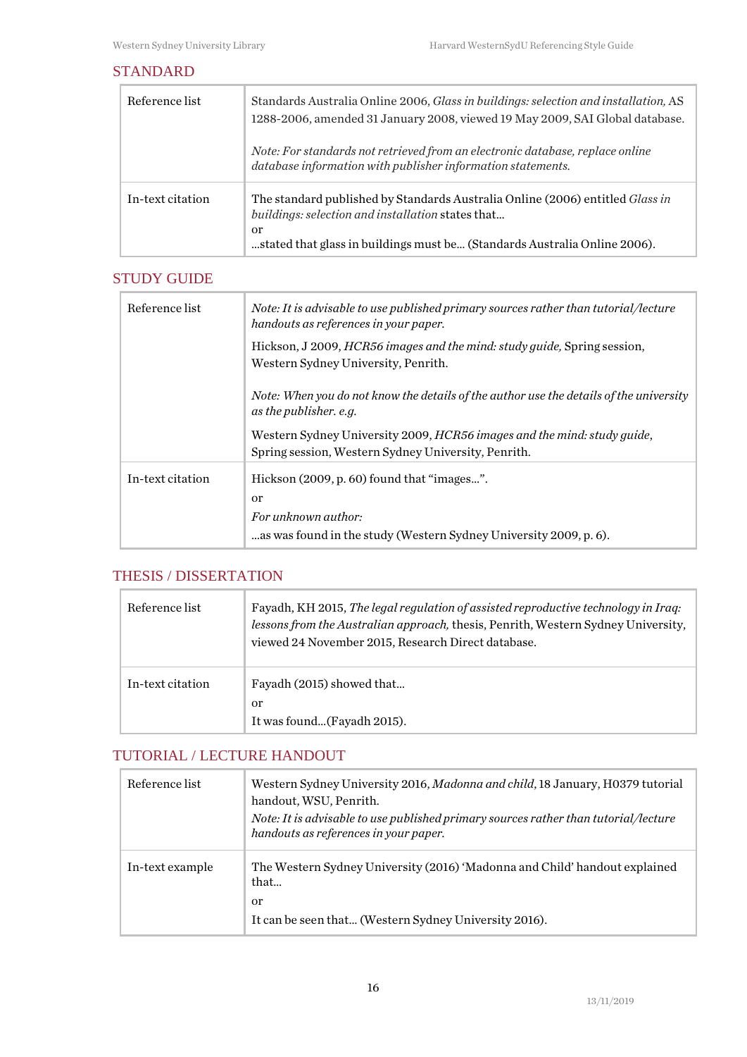## STANDARD

| | |
|---|---|
| Reference list | Standards Australia Online 2006, *Glass in buildings: selection and installation,* AS 1288-2006, amended 31 January 2008, viewed 19 May 2009, SAI Global database.<br><br>*Note: For standards not retrieved from an electronic database, replace online database information with publisher information statements.* |
| In-text citation | The standard published by Standards Australia Online (2006) entitled *Glass in buildings: selection and installation* states that…<br>or<br>…stated that glass in buildings must be… (Standards Australia Online 2006). |

## STUDY GUIDE

| | |
|---|---|
| Reference list | *Note: It is advisable to use published primary sources rather than tutorial/lecture handouts as references in your paper.*<br><br>Hickson, J 2009, *HCR56 images and the mind: study guide,* Spring session, Western Sydney University, Penrith.<br><br>*Note: When you do not know the details of the author use the details of the university as the publisher. e.g.*<br><br>Western Sydney University 2009, *HCR56 images and the mind: study guide*, Spring session, Western Sydney University, Penrith. |
| In-text citation | Hickson (2009, p. 60) found that "images…".<br>or<br>*For unknown author:*<br>…as was found in the study (Western Sydney University 2009, p. 6). |

## THESIS / DISSERTATION

| | |
|---|---|
| Reference list | Fayadh, KH 2015, *The legal regulation of assisted reproductive technology in Iraq: lessons from the Australian approach,* thesis, Penrith, Western Sydney University, viewed 24 November 2015, Research Direct database. |
| In-text citation | Fayadh (2015) showed that…<br>or<br>It was found…(Fayadh 2015). |

## TUTORIAL / LECTURE HANDOUT

| | |
|---|---|
| Reference list | Western Sydney University 2016, *Madonna and child*, 18 January, H0379 tutorial handout, WSU, Penrith.<br>*Note: It is advisable to use published primary sources rather than tutorial/lecture handouts as references in your paper.* |
| In-text example | The Western Sydney University (2016) 'Madonna and Child' handout explained that…<br>or<br>It can be seen that… (Western Sydney University 2016). |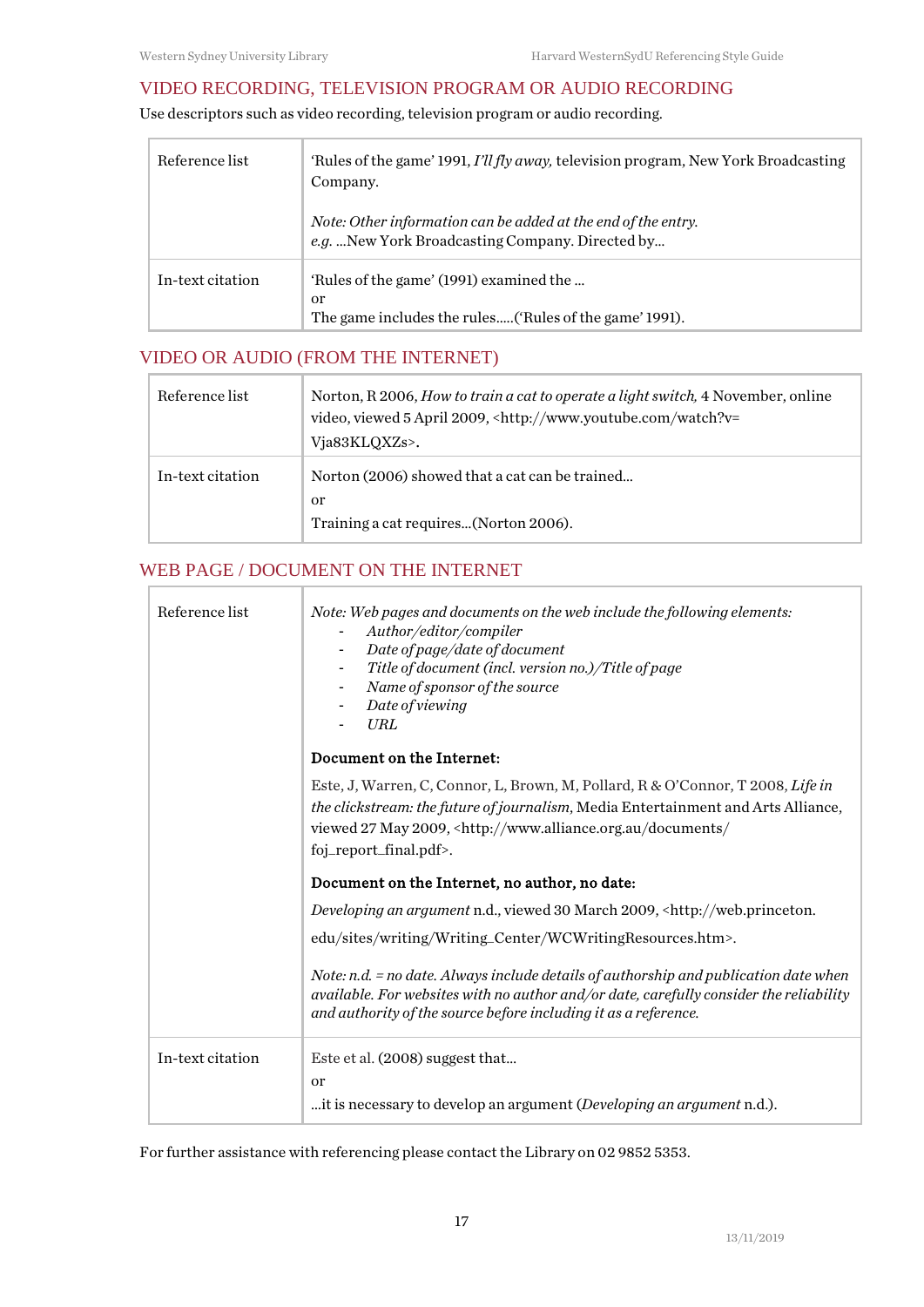## VIDEO RECORDING, TELEVISION PROGRAM OR AUDIO RECORDING

Use descriptors such as video recording, television program or audio recording.

| | |
|---|---|
| Reference list | 'Rules of the game' 1991, *I'll fly away,* television program, New York Broadcasting Company.<br><br>*Note: Other information can be added at the end of the entry.*<br>*e.g.* ...New York Broadcasting Company. Directed by... |
| In-text citation | 'Rules of the game' (1991) examined the ...<br>or<br>The game includes the rules.....('Rules of the game' 1991). |

## VIDEO OR AUDIO (FROM THE INTERNET)

| | |
|---|---|
| Reference list | Norton, R 2006, *How to train a cat to operate a light switch,* 4 November, online video, viewed 5 April 2009, <http://www.youtube.com/watch?v=Vja83KLQXZs>. |
| In-text citation | Norton (2006) showed that a cat can be trained...<br>or<br>Training a cat requires...(Norton 2006). |

## WEB PAGE / DOCUMENT ON THE INTERNET

| | |
|---|---|
| Reference list | *Note: Web pages and documents on the web include the following elements:*<br>- *Author/editor/compiler*<br>- *Date of page/date of document*<br>- *Title of document (incl. version no.)/Title of page*<br>- *Name of sponsor of the source*<br>- *Date of viewing*<br>- *URL*<br><br>**Document on the Internet:**<br>Este, J, Warren, C, Connor, L, Brown, M, Pollard, R & O'Connor, T 2008, *Life in the clickstream: the future of journalism*, Media Entertainment and Arts Alliance, viewed 27 May 2009, <http://www.alliance.org.au/documents/foj_report_final.pdf>.<br><br>**Document on the Internet, no author, no date:**<br>*Developing an argument* n.d., viewed 30 March 2009, <http://web.princeton.edu/sites/writing/Writing_Center/WCWritingResources.htm>.<br><br>*Note: n.d. = no date. Always include details of authorship and publication date when available. For websites with no author and/or date, carefully consider the reliability and authority of the source before including it as a reference.* |
| In-text citation | Este et al. (2008) suggest that...<br>or<br>...it is necessary to develop an argument (*Developing an argument* n.d.). |

For further assistance with referencing please contact the Library on 02 9852 5353.